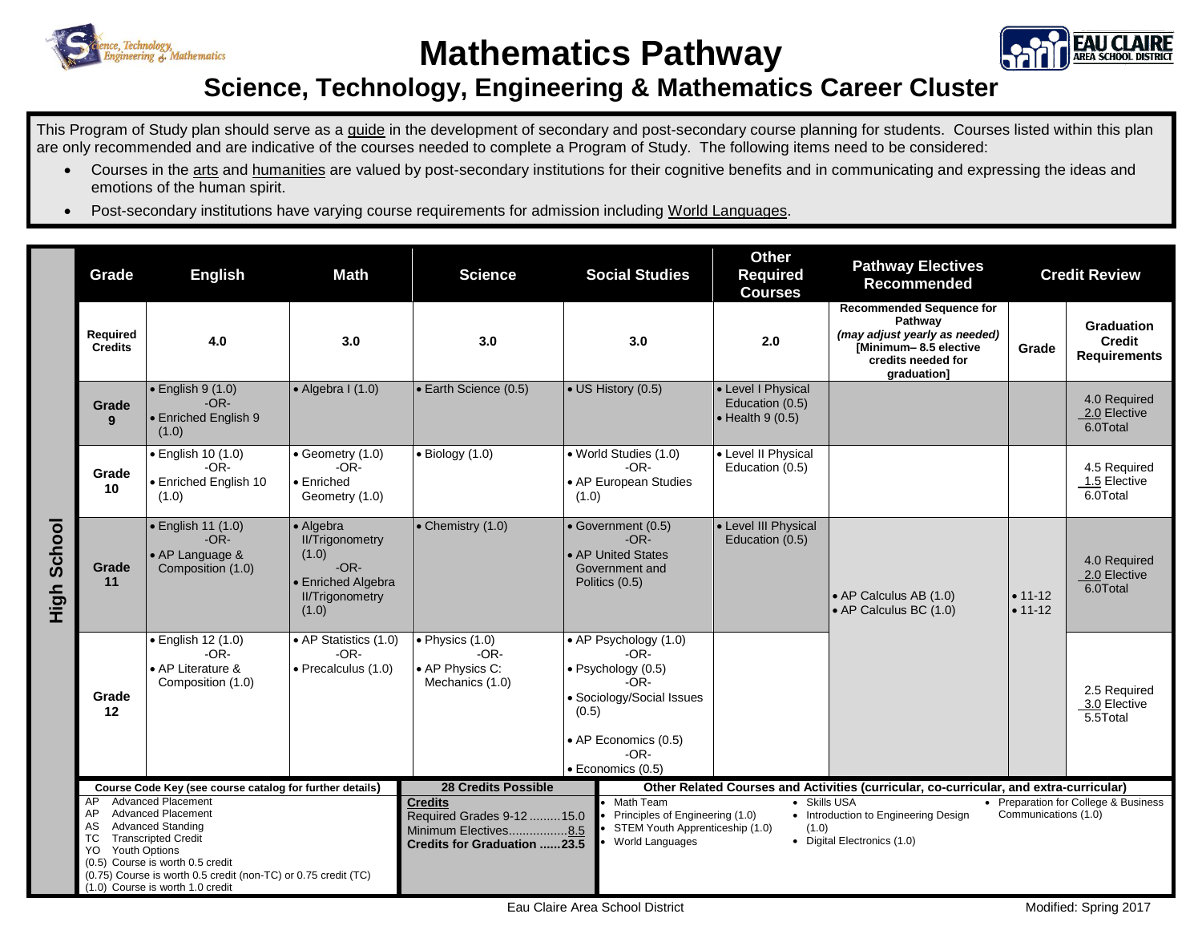# Mathematics Pathway

## Science, Technology, Engineering & Mathematics Career Cluster

This Program of Study plan should serve as a guide in the development of secondary and post-secondary course planning for students. Courses listed within this plan are only recommended and are indicative of the courses needed to complete a Program of Study. The following items need to be considered:

- Courses in the arts and humanities are valued by post-secondary institutions for their cognitive benefits and in communicating and expressing the ideas and emotions of the human spirit.
- Post-secondary institutions have varying course requirements for admission including World Languages.

**High School**

| Grade | English | Math | Science | Social Studies | Other Required Courses | Pathway Electives Recommended | Credit Review | |
|---|---|---|---|---|---|---|---|---|
| | | | | | | **Recommended Sequence for Pathway** *(may adjust yearly as needed)* **[Minimum– 8.5 elective credits needed for graduation]** | **Grade** | **Graduation Credit Requirements** |
| **Required Credits** | 4.0 | 3.0 | 3.0 | 3.0 | 2.0 | | | |
| **Grade 9** | • English 9 (1.0) -OR- • Enriched English 9 (1.0) | • Algebra I (1.0) | • Earth Science (0.5) | • US History (0.5) | • Level I Physical Education (0.5) • Health 9 (0.5) | | | 4.0 Required 2.0 Elective 6.0Total |
| **Grade 10** | • English 10 (1.0) -OR- • Enriched English 10 (1.0) | • Geometry (1.0) -OR- • Enriched Geometry (1.0) | • Biology (1.0) | • World Studies (1.0) -OR- • AP European Studies (1.0) | • Level II Physical Education (0.5) | | | 4.5 Required 1.5 Elective 6.0Total |
| **Grade 11** | • English 11 (1.0) -OR- • AP Language & Composition (1.0) | • Algebra II/Trigonometry (1.0) -OR- • Enriched Algebra II/Trigonometry (1.0) | • Chemistry (1.0) | • Government (0.5) -OR- • AP United States Government and Politics (0.5) | • Level III Physical Education (0.5) | • AP Calculus AB (1.0) • AP Calculus BC (1.0) | • 11-12 • 11-12 | 4.0 Required 2.0 Elective 6.0Total |
| **Grade 12** | • English 12 (1.0) -OR- • AP Literature & Composition (1.0) | • AP Statistics (1.0) -OR- • Precalculus (1.0) | • Physics (1.0) -OR- • AP Physics C: Mechanics (1.0) | • AP Psychology (1.0) -OR- • Psychology (0.5) -OR- • Sociology/Social Issues (0.5) • AP Economics (0.5) -OR- • Economics (0.5) | | | | 2.5 Required 3.0 Elective 5.5Total |

**Course Code Key (see course catalog for further details)**

- AP Advanced Placement
- AP Advanced Placement
- AS Advanced Standing
- TC Transcripted Credit
- YO Youth Options
- (0.5) Course is worth 0.5 credit
- (0.75) Course is worth 0.5 credit (non-TC) or 0.75 credit (TC)
- (1.0) Course is worth 1.0 credit

**28 Credits Possible**

**Credits**
Required Grades 9-12 .........15.0
Minimum Electives.................8.5
**Credits for Graduation ......23.5**

**Other Related Courses and Activities (curricular, co-curricular, and extra-curricular)**

- Math Team
- Principles of Engineering (1.0)
- STEM Youth Apprenticeship (1.0)
- World Languages
- Skills USA
- Introduction to Engineering Design (1.0)
- Digital Electronics (1.0)
- Preparation for College & Business Communications (1.0)

Eau Claire Area School District

Modified: Spring 2017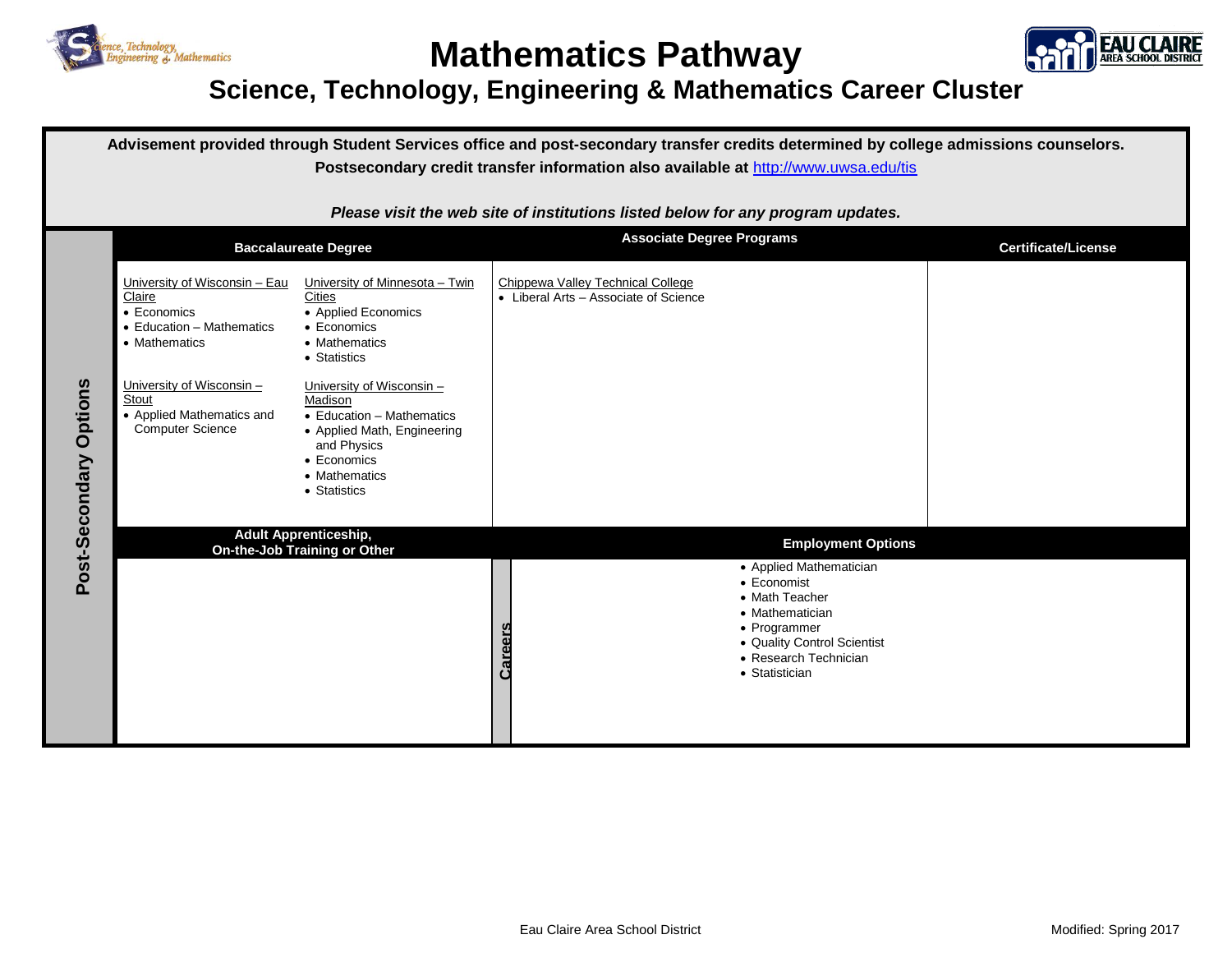# Mathematics Pathway

## Science, Technology, Engineering & Mathematics Career Cluster

**Advisement provided through Student Services office and post-secondary transfer credits determined by college admissions counselors.**

**Postsecondary credit transfer information also available at http://www.uwsa.edu/tis**

***Please visit the web site of institutions listed below for any program updates.***

### Post-Secondary Options

| Baccalaureate Degree | | Associate Degree Programs | Certificate/License |
|---|---|---|---|
| University of Wisconsin – Eau Claire<br>• Economics<br>• Education – Mathematics<br>• Mathematics<br><br>University of Wisconsin – Stout<br>• Applied Mathematics and Computer Science | University of Minnesota – Twin Cities<br>• Applied Economics<br>• Economics<br>• Mathematics<br>• Statistics<br><br>University of Wisconsin – Madison<br>• Education – Mathematics<br>• Applied Math, Engineering and Physics<br>• Economics<br>• Mathematics<br>• Statistics | Chippewa Valley Technical College<br>• Liberal Arts – Associate of Science | |

| Adult Apprenticeship, On-the-Job Training or Other | Employment Options |
|---|---|
| | **Careers**<br>• Applied Mathematician<br>• Economist<br>• Math Teacher<br>• Mathematician<br>• Programmer<br>• Quality Control Scientist<br>• Research Technician<br>• Statistician |

Eau Claire Area School District

Modified: Spring 2017